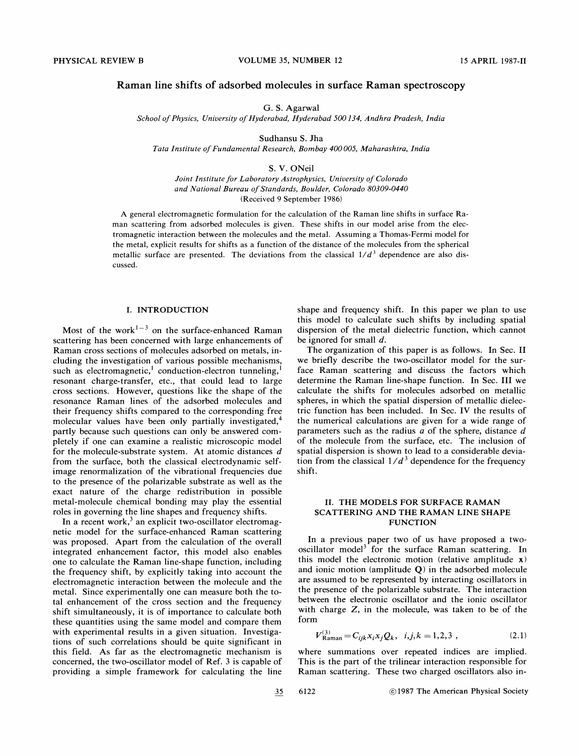# Raman line shifts of adsorbed molecules in surface Raman spectroscopy

G. S. Agarwal

*School of Physics, University of Hyderabad, Hyderabad 500 134, Andhra Pradesh, India*

Sudhansu S. Jha

*Tata Institute of Fundamental Research, Bombay 400 005, Maharashtra, India*

S. V. ONeil

*Joint Institute for Laboratory Astrophysics, University of Colorado and National Bureau of Standards, Boulder, Colorado 80309-0440*

(Received 9 September 1986)

A general electromagnetic formulation for the calculation of the Raman line shifts in surface Raman scattering from adsorbed molecules is given. These shifts in our model arise from the electromagnetic interaction between the molecules and the metal. Assuming a Thomas-Fermi model for the metal, explicit results for shifts as a function of the distance of the molecules from the spherical metallic surface are presented. The deviations from the classical $1/d^3$ dependence are also discussed.

## I. INTRODUCTION

Most of the work[1–3] on the surface-enhanced Raman scattering has been concerned with large enhancements of Raman cross sections of molecules adsorbed on metals, including the investigation of various possible mechanisms, such as electromagnetic,[1] conduction-electron tunneling,[1] resonant charge-transfer, etc., that could lead to large cross sections. However, questions like the shape of the resonance Raman lines of the adsorbed molecules and their frequency shifts compared to the corresponding free molecular values have been only partially investigated,[4] partly because such questions can only be answered completely if one can examine a realistic microscopic model for the molecule-substrate system. At atomic distances $d$ from the surface, both the classical electrodynamic self-image renormalization of the vibrational frequencies due to the presence of the polarizable substrate as well as the exact nature of the charge redistribution in possible metal-molecule chemical bonding may play the essential roles in governing the line shapes and frequency shifts.

In a recent work,[3] an explicit two-oscillator electromagnetic model for the surface-enhanced Raman scattering was proposed. Apart from the calculation of the overall integrated enhancement factor, this model also enables one to calculate the Raman line-shape function, including the frequency shift, by explicitly taking into account the electromagnetic interaction between the molecule and the metal. Since experimentally one can measure both the total enhancement of the cross section and the frequency shift simultaneously, it is of importance to calculate both these quantities using the same model and compare them with experimental results in a given situation. Investigations of such correlations should be quite significant in this field. As far as the electromagnetic mechanism is concerned, the two-oscillator model of Ref. 3 is capable of providing a simple framework for calculating the line shape and frequency shift. In this paper we plan to use this model to calculate such shifts by including spatial dispersion of the metal dielectric function, which cannot be ignored for small $d$.

The organization of this paper is as follows. In Sec. II we briefly describe the two-oscillator model for the surface Raman scattering and discuss the factors which determine the Raman line-shape function. In Sec. III we calculate the shifts for molecules adsorbed on metallic spheres, in which the spatial dispersion of metallic dielectric function has been included. In Sec. IV the results of the numerical calculations are given for a wide range of parameters such as the radius $a$ of the sphere, distance $d$ of the molecule from the surface, etc. The inclusion of spatial dispersion is shown to lead to a considerable deviation from the classical $1/d^3$ dependence for the frequency shift.

## II. THE MODELS FOR SURFACE RAMAN SCATTERING AND THE RAMAN LINE SHAPE FUNCTION

In a previous paper two of us have proposed a two-oscillator model[3] for the surface Raman scattering. In this model the electronic motion (relative amplitude $\mathbf{x}$) and ionic motion (amplitude $\mathbf{Q}$) in the adsorbed molecule are assumed to be represented by interacting oscillators in the presence of the polarizable substrate. The interaction between the electronic oscillator and the ionic oscillator with charge $Z$, in the molecule, was taken to be of the form

$$V^{(3)}_{\text{Raman}} = C_{ijk} x_i x_j Q_k , \quad i,j,k = 1,2,3 , \tag{2.1}$$

where summations over repeated indices are implied. This is the part of the trilinear interaction responsible for Raman scattering. These two charged oscillators also in-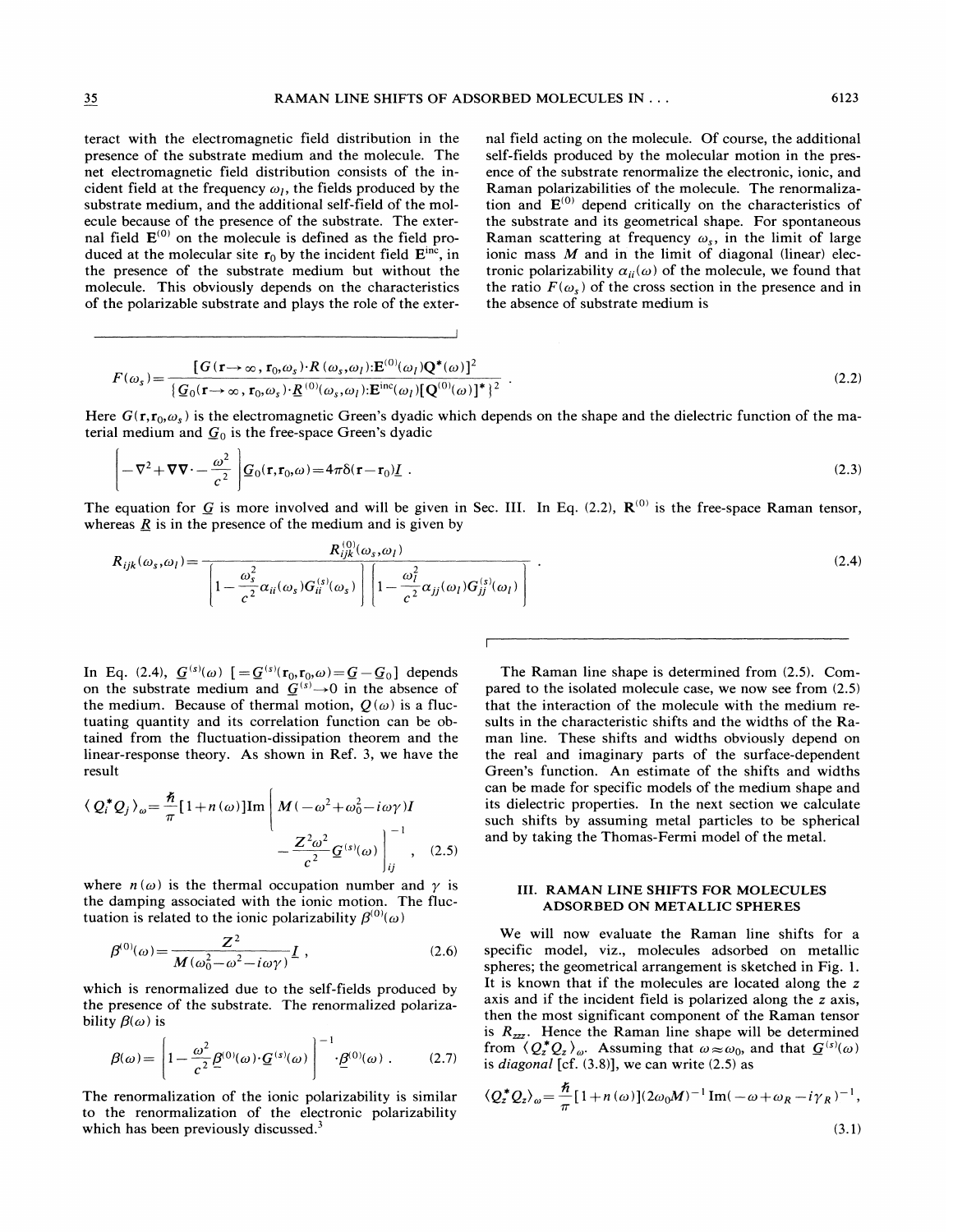teract with the electromagnetic field distribution in the presence of the substrate medium and the molecule. The net electromagnetic field distribution consists of the incident field at the frequency $\omega_l$, the fields produced by the substrate medium, and the additional self-field of the molecule because of the presence of the substrate. The external field $\mathbf{E}^{(0)}$ on the molecule is defined as the field produced at the molecular site $\mathbf{r}_0$ by the incident field $\mathbf{E}^{\text{inc}}$, in the presence of the substrate medium but without the molecule. This obviously depends on the characteristics of the polarizable substrate and plays the role of the external field acting on the molecule. Of course, the additional self-fields produced by the molecular motion in the presence of the substrate renormalize the electronic, ionic, and Raman polarizabilities of the molecule. The renormalization and $\mathbf{E}^{(0)}$ depend critically on the characteristics of the substrate and its geometrical shape. For spontaneous Raman scattering at frequency $\omega_s$, in the limit of large ionic mass $M$ and in the limit of diagonal (linear) electronic polarizability $\alpha_{ii}(\omega)$ of the molecule, we found that the ratio $F(\omega_s)$ of the cross section in the presence and in the absence of substrate medium is

$$F(\omega_s)=\frac{[G(\mathbf{r}\to\infty,\mathbf{r}_0,\omega_s)\cdot R(\omega_s,\omega_l):\mathbf{E}^{(0)}(\omega_l)\mathbf{Q}^*(\omega)]^2}{\{\underline{G}_0(\mathbf{r}\to\infty,\mathbf{r}_0,\omega_s)\cdot\underline{R}^{(0)}(\omega_s,\omega_l):\mathbf{E}^{\text{inc}}(\omega_l)[\mathbf{Q}^{(0)}(\omega)]^*\}^2} . \tag{2.2}$$

Here $G(\mathbf{r},\mathbf{r}_0,\omega_s)$ is the electromagnetic Green's dyadic which depends on the shape and the dielectric function of the material medium and $\underline{G}_0$ is the free-space Green's dyadic

$$\left[-\nabla^2+\nabla\nabla\cdot-\frac{\omega^2}{c^2}\right]\underline{G}_0(\mathbf{r},\mathbf{r}_0,\omega)=4\pi\delta(\mathbf{r}-\mathbf{r}_0)\underline{I} . \tag{2.3}$$

The equation for $\underline{G}$ is more involved and will be given in Sec. III. In Eq. (2.2), $\mathbf{R}^{(0)}$ is the free-space Raman tensor, whereas $\underline{R}$ is in the presence of the medium and is given by

$$R_{ijk}(\omega_s,\omega_l)=\frac{R^{(0)}_{ijk}(\omega_s,\omega_l)}{\left[1-\frac{\omega_s^2}{c^2}\alpha_{ii}(\omega_s)G^{(s)}_{ii}(\omega_s)\right]\left[1-\frac{\omega_l^2}{c^2}\alpha_{jj}(\omega_l)G^{(s)}_{jj}(\omega_l)\right]} . \tag{2.4}$$

In Eq. (2.4), $\underline{G}^{(s)}(\omega)$ $[=\underline{G}^{(s)}(\mathbf{r}_0,\mathbf{r}_0,\omega)=\underline{G}-\underline{G}_0]$ depends on the substrate medium and $\underline{G}^{(s)}\to 0$ in the absence of the medium. Because of thermal motion, $Q(\omega)$ is a fluctuating quantity and its correlation function can be obtained from the fluctuation-dissipation theorem and the linear-response theory. As shown in Ref. 3, we have the result

$$\langle Q_i^* Q_j\rangle_\omega=\frac{\hbar}{\pi}[1+n(\omega)]\operatorname{Im}\left[M(-\omega^2+\omega_0^2-i\omega\gamma)I-\frac{Z^2\omega^2}{c^2}\underline{G}^{(s)}(\omega)\right]^{-1}_{ij} , \tag{2.5}$$

where $n(\omega)$ is the thermal occupation number and $\gamma$ is the damping associated with the ionic motion. The fluctuation is related to the ionic polarizability $\beta^{(0)}(\omega)$

$$\beta^{(0)}(\omega)=\frac{Z^2}{M(\omega_0^2-\omega^2-i\omega\gamma)}\underline{I} , \tag{2.6}$$

which is renormalized due to the self-fields produced by the presence of the substrate. The renormalized polarizability $\beta(\omega)$ is

$$\beta(\omega)=\left[1-\frac{\omega^2}{c^2}\underline{\beta}^{(0)}(\omega)\cdot\underline{G}^{(s)}(\omega)\right]^{-1}\cdot\underline{\beta}^{(0)}(\omega) . \tag{2.7}$$

The renormalization of the ionic polarizability is similar to the renormalization of the electronic polarizability which has been previously discussed.[3]

The Raman line shape is determined from (2.5). Compared to the isolated molecule case, we now see from (2.5) that the interaction of the molecule with the medium results in the characteristic shifts and the widths of the Raman line. These shifts and widths obviously depend on the real and imaginary parts of the surface-dependent Green's function. An estimate of the shifts and widths can be made for specific models of the medium shape and its dielectric properties. In the next section we calculate such shifts by assuming metal particles to be spherical and by taking the Thomas-Fermi model of the metal.

## III. RAMAN LINE SHIFTS FOR MOLECULES ADSORBED ON METALLIC SPHERES

We will now evaluate the Raman line shifts for a specific model, viz., molecules adsorbed on metallic spheres; the geometrical arrangement is sketched in Fig. 1. It is known that if the molecules are located along the $z$ axis and if the incident field is polarized along the $z$ axis, then the most significant component of the Raman tensor is $R_{zzz}$. Hence the Raman line shape will be determined from $\langle Q_z^* Q_z\rangle_\omega$. Assuming that $\omega\approx\omega_0$, and that $\underline{G}^{(s)}(\omega)$ is *diagonal* [cf. (3.8)], we can write (2.5) as

$$\langle Q_z^* Q_z\rangle_\omega=\frac{\hbar}{\pi}[1+n(\omega)](2\omega_0 M)^{-1}\operatorname{Im}(-\omega+\omega_R-i\gamma_R)^{-1} , \tag{3.1}$$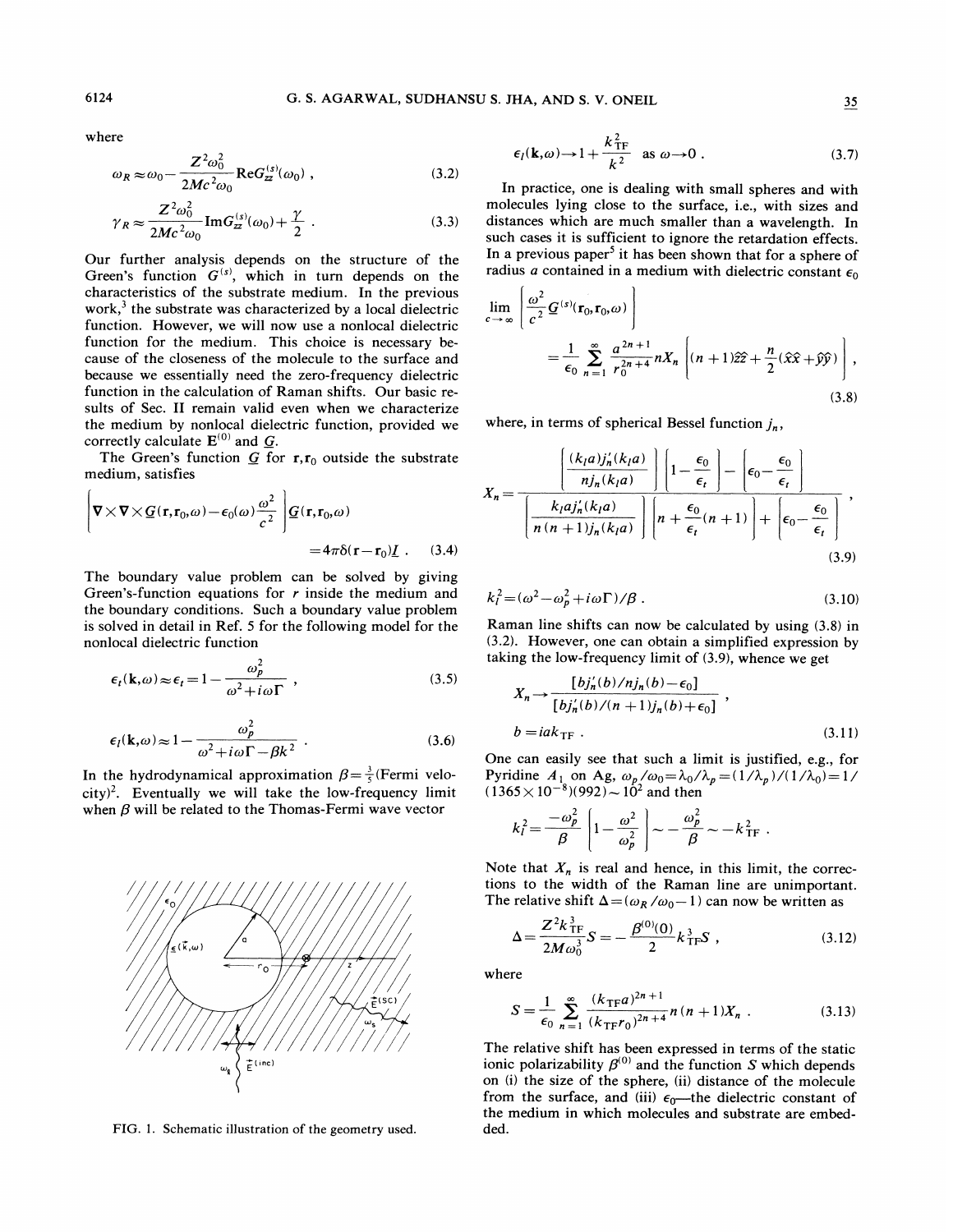where

$$\omega_R \approx \omega_0 - \frac{Z^2\omega_0^2}{2Mc^2\omega_0}\mathrm{Re}G_{zz}^{(s)}(\omega_0) , \tag{3.2}$$

$$\gamma_R \approx \frac{Z^2\omega_0^2}{2Mc^2\omega_0}\mathrm{Im}G_{zz}^{(s)}(\omega_0) + \frac{\gamma}{2} . \tag{3.3}$$

Our further analysis depends on the structure of the Green's function $G^{(s)}$, which in turn depends on the characteristics of the substrate medium. In the previous work,[3] the substrate was characterized by a local dielectric function. However, we will now use a nonlocal dielectric function for the medium. This choice is necessary because of the closeness of the molecule to the surface and because we essentially need the zero-frequency dielectric function in the calculation of Raman shifts. Our basic results of Sec. II remain valid even when we characterize the medium by nonlocal dielectric function, provided we correctly calculate $\mathbf{E}^{(0)}$ and $\underline{G}$.

The Green's function $\underline{G}$ for $\mathbf{r},\mathbf{r}_0$ outside the substrate medium, satisfies

$$\left[\nabla\times\nabla\times\underline{G}(\mathbf{r},\mathbf{r}_0,\omega) - \epsilon_0(\omega)\frac{\omega^2}{c^2}\right]\underline{G}(\mathbf{r},\mathbf{r}_0,\omega) = 4\pi\delta(\mathbf{r}-\mathbf{r}_0)\underline{I} . \tag{3.4}$$

The boundary value problem can be solved by giving Green's-function equations for $r$ inside the medium and the boundary conditions. Such a boundary value problem is solved in detail in Ref. 5 for the following model for the nonlocal dielectric function

$$\epsilon_t(\mathbf{k},\omega) \approx \epsilon_t = 1 - \frac{\omega_p^2}{\omega^2 + i\omega\Gamma} , \tag{3.5}$$

$$\epsilon_l(\mathbf{k},\omega) \approx 1 - \frac{\omega_p^2}{\omega^2 + i\omega\Gamma - \beta k^2} . \tag{3.6}$$

In the hydrodynamical approximation $\beta = \frac{3}{5}$(Fermi velocity)$^2$. Eventually we will take the low-frequency limit when $\beta$ will be related to the Thomas-Fermi wave vector

FIG. 1. Schematic illustration of the geometry used.

$$\epsilon_l(\mathbf{k},\omega) \to 1 + \frac{k_{\mathrm{TF}}^2}{k^2} \quad \text{as } \omega \to 0 . \tag{3.7}$$

In practice, one is dealing with small spheres and with molecules lying close to the surface, i.e., with sizes and distances which are much smaller than a wavelength. In such cases it is sufficient to ignore the retardation effects. In a previous paper[5] it has been shown that for a sphere of radius $a$ contained in a medium with dielectric constant $\epsilon_0$

$$\lim_{c\to\infty}\left[\frac{\omega^2}{c^2}\underline{G}^{(s)}(\mathbf{r}_0,\mathbf{r}_0,\omega)\right] = \frac{1}{\epsilon_0}\sum_{n=1}^{\infty}\frac{a^{2n+1}}{r_0^{2n+4}}nX_n\left[(n+1)\hat{z}\hat{z} + \frac{n}{2}(\hat{x}\hat{x}+\hat{y}\hat{y})\right] , \tag{3.8}$$

where, in terms of spherical Bessel function $j_n$,

$$X_n = \frac{\left[\dfrac{(k_l a)j_n'(k_l a)}{nj_n(k_l a)}\right]\left[1 - \dfrac{\epsilon_0}{\epsilon_t}\right] - \left[\epsilon_0 - \dfrac{\epsilon_0}{\epsilon_t}\right]}{\left[\dfrac{k_l a j_n'(k_l a)}{n(n+1)j_n(k_l a)}\right]\left[n + \dfrac{\epsilon_0}{\epsilon_t}(n+1)\right] + \left[\epsilon_0 - \dfrac{\epsilon_0}{\epsilon_t}\right]} , \tag{3.9}$$

$$k_l^2 = (\omega^2 - \omega_p^2 + i\omega\Gamma)/\beta . \tag{3.10}$$

Raman line shifts can now be calculated by using (3.8) in (3.2). However, one can obtain a simplified expression by taking the low-frequency limit of (3.9), whence we get

$$X_n \to \frac{[bj_n'(b)/nj_n(b) - \epsilon_0]}{[bj_n'(b)/(n+1)j_n(b) + \epsilon_0]} ,$$

$$b = iak_{\mathrm{TF}} . \tag{3.11}$$

One can easily see that such a limit is justified, e.g., for Pyridine $A_1$ on Ag, $\omega_p/\omega_0 = \lambda_0/\lambda_p = (1/\lambda_p)/(1/\lambda_0) = 1/(1365\times10^{-8})(992) \sim 10^2$ and then

$$k_l^2 = \frac{-\omega_p^2}{\beta}\left[1 - \frac{\omega^2}{\omega_p^2}\right] \sim -\frac{\omega_p^2}{\beta} \sim -k_{\mathrm{TF}}^2 .$$

Note that $X_n$ is real and hence, in this limit, the corrections to the width of the Raman line are unimportant. The relative shift $\Delta = (\omega_R/\omega_0 - 1)$ can now be written as

$$\Delta = \frac{Z^2 k_{\mathrm{TF}}^3}{2M\omega_0^3}S = -\frac{\beta^{(0)}(0)}{2}k_{\mathrm{TF}}^3 S , \tag{3.12}$$

where

$$S = \frac{1}{\epsilon_0}\sum_{n=1}^{\infty}\frac{(k_{\mathrm{TF}}a)^{2n+1}}{(k_{\mathrm{TF}}r_0)^{2n+4}}n(n+1)X_n . \tag{3.13}$$

The relative shift has been expressed in terms of the static ionic polarizability $\beta^{(0)}$ and the function $S$ which depends on (i) the size of the sphere, (ii) distance of the molecule from the surface, and (iii) $\epsilon_0$—the dielectric constant of the medium in which molecules and substrate are embedded.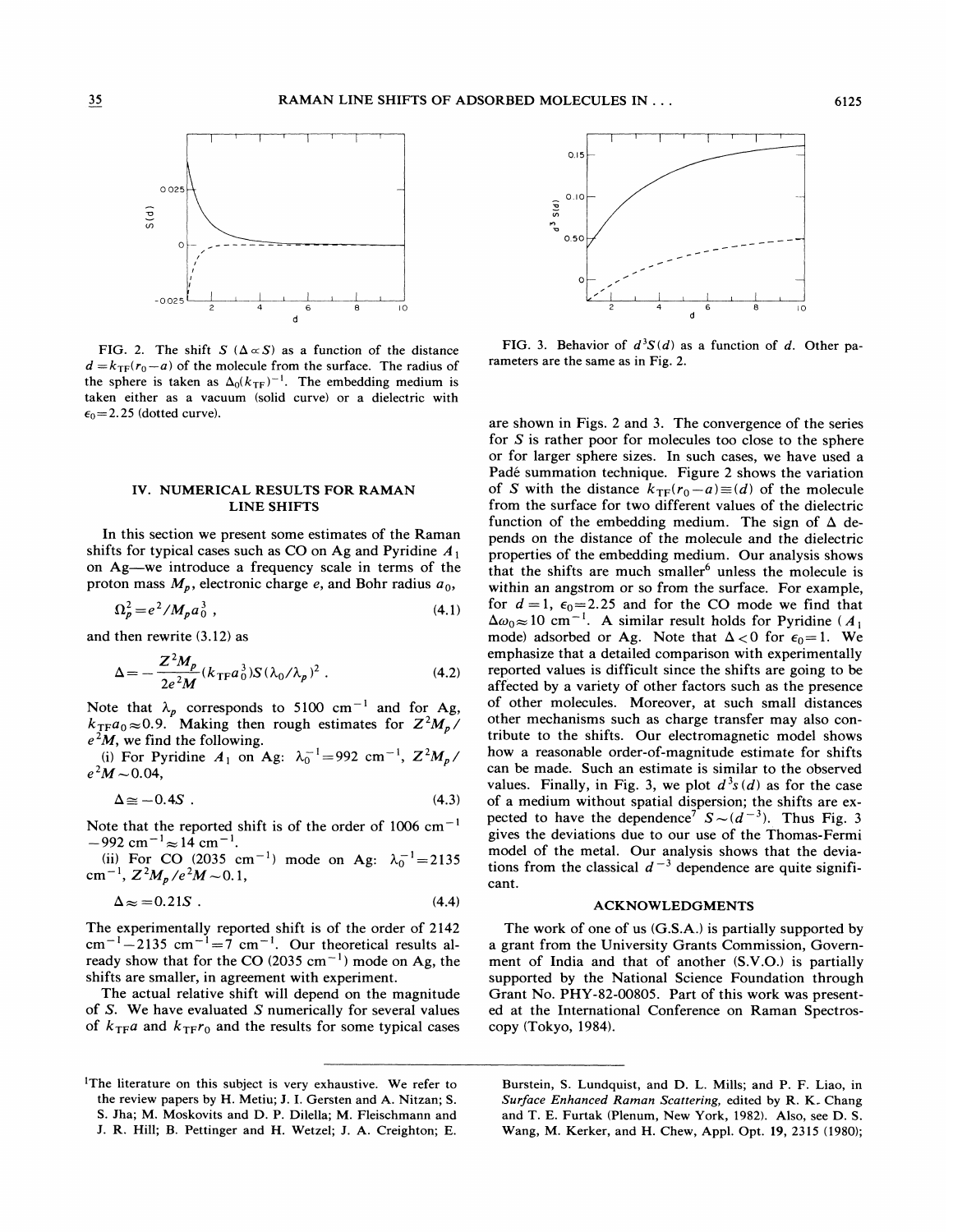FIG. 2. The shift $S$ ($\Delta \propto S$) as a function of the distance $d = k_{\mathrm{TF}}(r_0 - a)$ of the molecule from the surface. The radius of the sphere is taken as $\Delta_0(k_{\mathrm{TF}})^{-1}$. The embedding medium is taken either as a vacuum (solid curve) or a dielectric with $\epsilon_0 = 2.25$ (dotted curve).

FIG. 3. Behavior of $d^3 S(d)$ as a function of $d$. Other parameters are the same as in Fig. 2.

## IV. NUMERICAL RESULTS FOR RAMAN LINE SHIFTS

In this section we present some estimates of the Raman shifts for typical cases such as CO on Ag and Pyridine $A_1$ on Ag—we introduce a frequency scale in terms of the proton mass $M_p$, electronic charge $e$, and Bohr radius $a_0$,

$$\Omega_p^2 = e^2 / M_p a_0^3 \,, \tag{4.1}$$

and then rewrite (3.12) as

$$\Delta = -\frac{Z^2 M_p}{2e^2 M}(k_{\mathrm{TF}} a_0^3) S (\lambda_0 / \lambda_p)^2 \,. \tag{4.2}$$

Note that $\lambda_p$ corresponds to 5100 $\mathrm{cm}^{-1}$ and for Ag, $k_{\mathrm{TF}} a_0 \approx 0.9$. Making then rough estimates for $Z^2 M_p / e^2 M$, we find the following.

(i) For Pyridine $A_1$ on Ag: $\lambda_0^{-1} = 992$ $\mathrm{cm}^{-1}$, $Z^2 M_p / e^2 M \sim 0.04$,

$$\Delta \cong -0.4 S \,. \tag{4.3}$$

Note that the reported shift is of the order of 1006 $\mathrm{cm}^{-1}$ $-992$ $\mathrm{cm}^{-1} \approx 14$ $\mathrm{cm}^{-1}$.

(ii) For CO (2035 $\mathrm{cm}^{-1}$) mode on Ag: $\lambda_0^{-1} = 2135$ $\mathrm{cm}^{-1}$, $Z^2 M_p / e^2 M \sim 0.1$,

$$\Delta \approx = 0.21 S \,. \tag{4.4}$$

The experimentally reported shift is of the order of 2142 $\mathrm{cm}^{-1} - 2135$ $\mathrm{cm}^{-1} = 7$ $\mathrm{cm}^{-1}$. Our theoretical results already show that for the CO (2035 $\mathrm{cm}^{-1}$) mode on Ag, the shifts are smaller, in agreement with experiment.

The actual relative shift will depend on the magnitude of $S$. We have evaluated $S$ numerically for several values of $k_{\mathrm{TF}} a$ and $k_{\mathrm{TF}} r_0$ and the results for some typical cases are shown in Figs. 2 and 3. The convergence of the series for $S$ is rather poor for molecules too close to the sphere or for larger sphere sizes. In such cases, we have used a Padé summation technique. Figure 2 shows the variation of $S$ with the distance $k_{\mathrm{TF}}(r_0 - a) \equiv (d)$ of the molecule from the surface for two different values of the dielectric function of the embedding medium. The sign of $\Delta$ depends on the distance of the molecule and the dielectric properties of the embedding medium. Our analysis shows that the shifts are much smaller[6] unless the molecule is within an angstrom or so from the surface. For example, for $d = 1$, $\epsilon_0 = 2.25$ and for the CO mode we find that $\Delta\omega_0 \approx 10$ $\mathrm{cm}^{-1}$. A similar result holds for Pyridine ($A_1$ mode) adsorbed or Ag. Note that $\Delta < 0$ for $\epsilon_0 = 1$. We emphasize that a detailed comparison with experimentally reported values is difficult since the shifts are going to be affected by a variety of other factors such as the presence of other molecules. Moreover, at such small distances other mechanisms such as charge transfer may also contribute to the shifts. Our electromagnetic model shows how a reasonable order-of-magnitude estimate for shifts can be made. Such an estimate is similar to the observed values. Finally, in Fig. 3, we plot $d^3 s(d)$ as for the case of a medium without spatial dispersion; the shifts are expected to have the dependence[7] $S \sim (d^{-3})$. Thus Fig. 3 gives the deviations due to our use of the Thomas-Fermi model of the metal. Our analysis shows that the deviations from the classical $d^{-3}$ dependence are quite significant.

## ACKNOWLEDGMENTS

The work of one of us (G.S.A.) is partially supported by a grant from the University Grants Commission, Government of India and that of another (S.V.O.) is partially supported by the National Science Foundation through Grant No. PHY-82-00805. Part of this work was presented at the International Conference on Raman Spectroscopy (Tokyo, 1984).

---

[1] The literature on this subject is very exhaustive. We refer to the review papers by H. Metiu; J. I. Gersten and A. Nitzan; S. S. Jha; M. Moskovits and D. P. Dilella; M. Fleischmann and J. R. Hill; B. Pettinger and H. Wetzel; J. A. Creighton; E. Burstein, S. Lundquist, and D. L. Mills; and P. F. Liao, in *Surface Enhanced Raman Scattering*, edited by R. K. Chang and T. E. Furtak (Plenum, New York, 1982). Also, see D. S. Wang, M. Kerker, and H. Chew, Appl. Opt. **19**, 2315 (1980);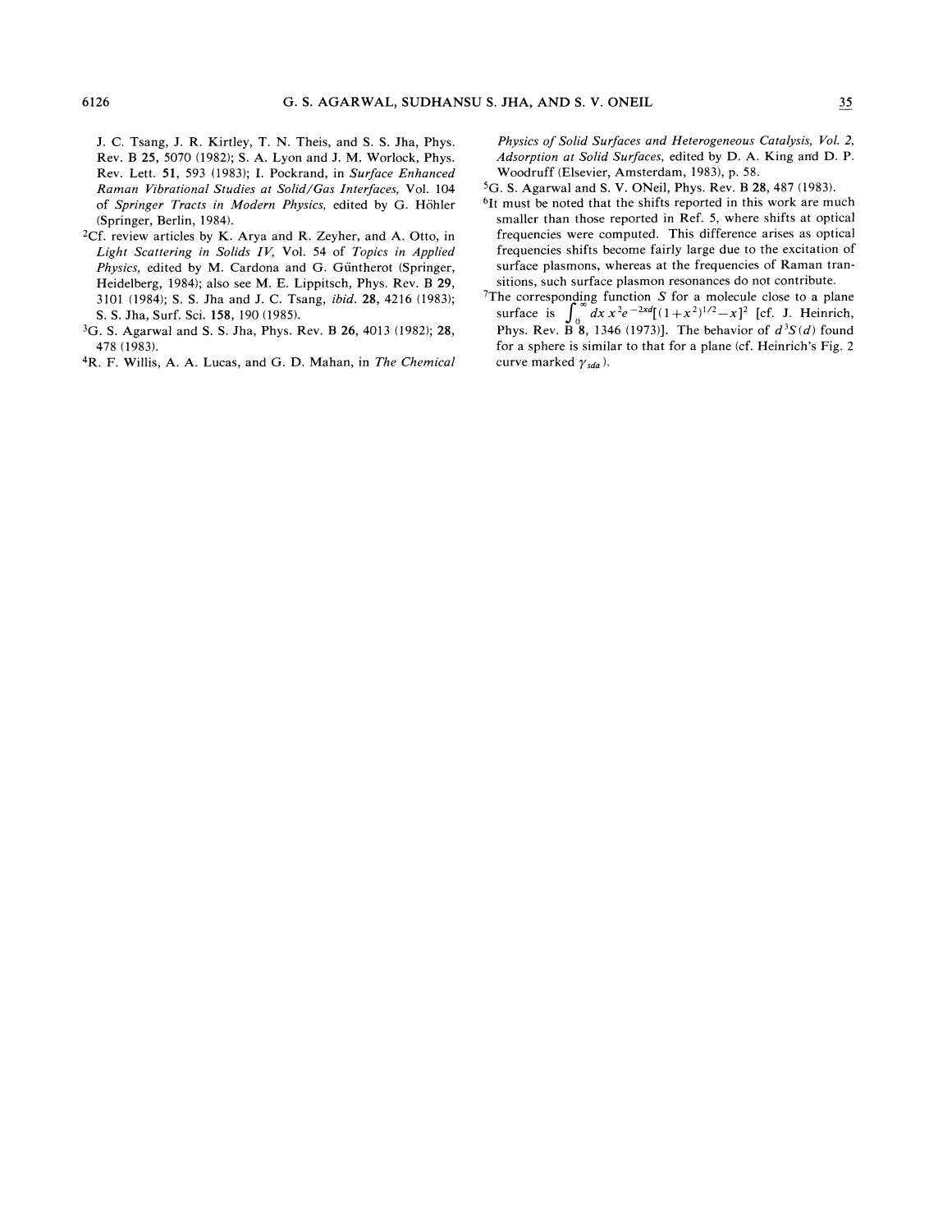J. C. Tsang, J. R. Kirtley, T. N. Theis, and S. S. Jha, Phys. Rev. B **25**, 5070 (1982); S. A. Lyon and J. M. Worlock, Phys. Rev. Lett. **51**, 593 (1983); I. Pockrand, in *Surface Enhanced Raman Vibrational Studies at Solid/Gas Interfaces*, Vol. 104 of *Springer Tracts in Modern Physics*, edited by G. Höhler (Springer, Berlin, 1984).

[2]Cf. review articles by K. Arya and R. Zeyher, and A. Otto, in *Light Scattering in Solids IV*, Vol. 54 of *Topics in Applied Physics*, edited by M. Cardona and G. Güntherot (Springer, Heidelberg, 1984); also see M. E. Lippitsch, Phys. Rev. B **29**, 3101 (1984); S. S. Jha and J. C. Tsang, *ibid*. **28**, 4216 (1983); S. S. Jha, Surf. Sci. **158**, 190 (1985).

[3]G. S. Agarwal and S. S. Jha, Phys. Rev. B **26**, 4013 (1982); **28**, 478 (1983).

[4]R. F. Willis, A. A. Lucas, and G. D. Mahan, in *The Chemical Physics of Solid Surfaces and Heterogeneous Catalysis, Vol. 2, Adsorption at Solid Surfaces*, edited by D. A. King and D. P. Woodruff (Elsevier, Amsterdam, 1983), p. 58.

[5]G. S. Agarwal and S. V. ONeil, Phys. Rev. B **28**, 487 (1983).

[6]It must be noted that the shifts reported in this work are much smaller than those reported in Ref. 5, where shifts at optical frequencies were computed. This difference arises as optical frequencies shifts become fairly large due to the excitation of surface plasmons, whereas at the frequencies of Raman transitions, such surface plasmon resonances do not contribute.

[7]The corresponding function $S$ for a molecule close to a plane surface is $\int_0^\infty dx\, x^2 e^{-2xd}[(1+x^2)^{1/2}-x]^2$ [cf. J. Heinrich, Phys. Rev. B **8**, 1346 (1973)]. The behavior of $d^3S(d)$ found for a sphere is similar to that for a plane (cf. Heinrich's Fig. 2 curve marked $\gamma_{sda}$).